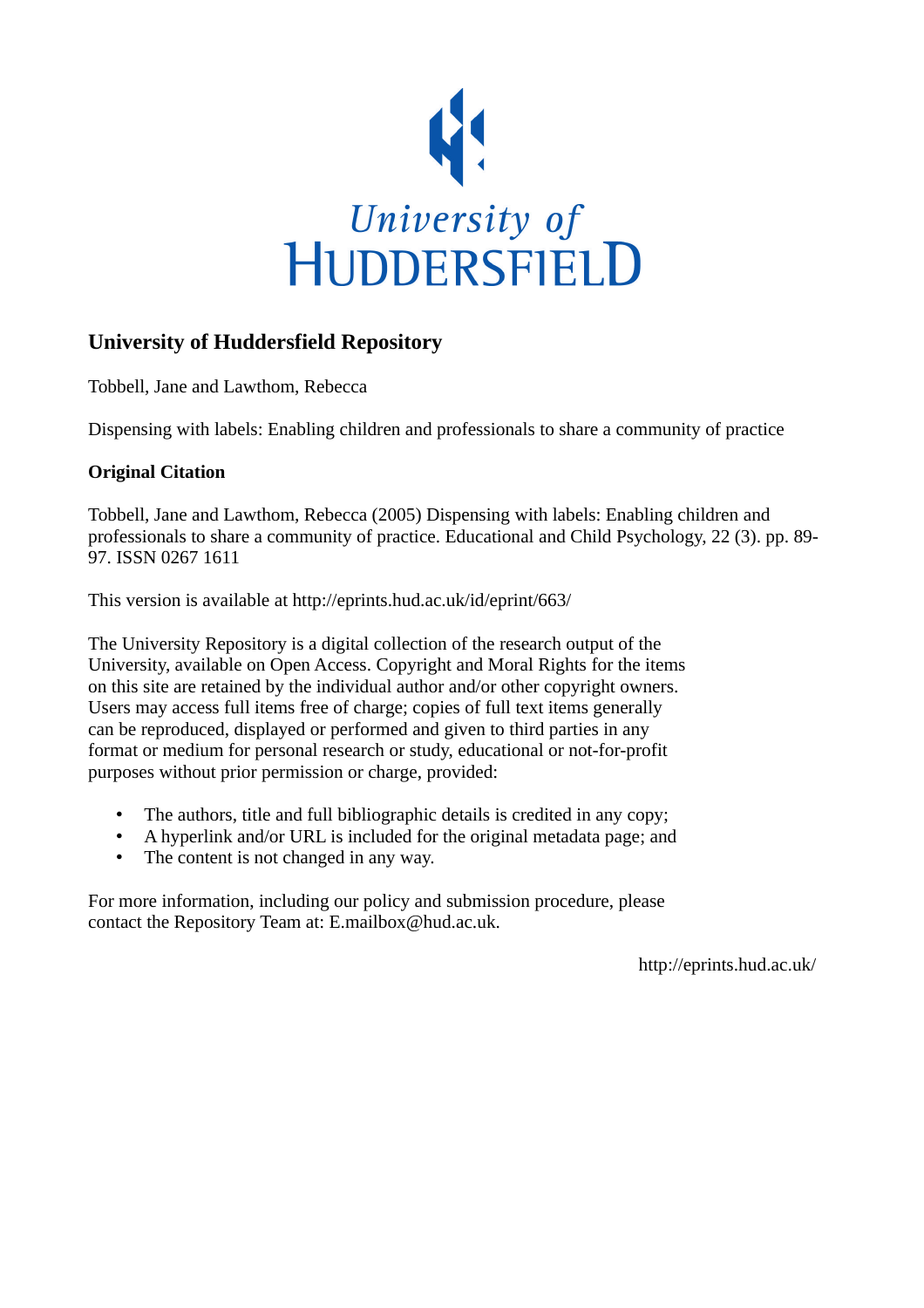University of
HUDDERSFIELD

## University of Huddersfield Repository

Tobbell, Jane and Lawthom, Rebecca

Dispensing with labels: Enabling children and professionals to share a community of practice

### Original Citation

Tobbell, Jane and Lawthom, Rebecca (2005) Dispensing with labels: Enabling children and professionals to share a community of practice. Educational and Child Psychology, 22 (3). pp. 89-97. ISSN 0267 1611

This version is available at http://eprints.hud.ac.uk/id/eprint/663/

The University Repository is a digital collection of the research output of the University, available on Open Access. Copyright and Moral Rights for the items on this site are retained by the individual author and/or other copyright owners. Users may access full items free of charge; copies of full text items generally can be reproduced, displayed or performed and given to third parties in any format or medium for personal research or study, educational or not-for-profit purposes without prior permission or charge, provided:

- The authors, title and full bibliographic details is credited in any copy;
- A hyperlink and/or URL is included for the original metadata page; and
- The content is not changed in any way.

For more information, including our policy and submission procedure, please contact the Repository Team at: E.mailbox@hud.ac.uk.

http://eprints.hud.ac.uk/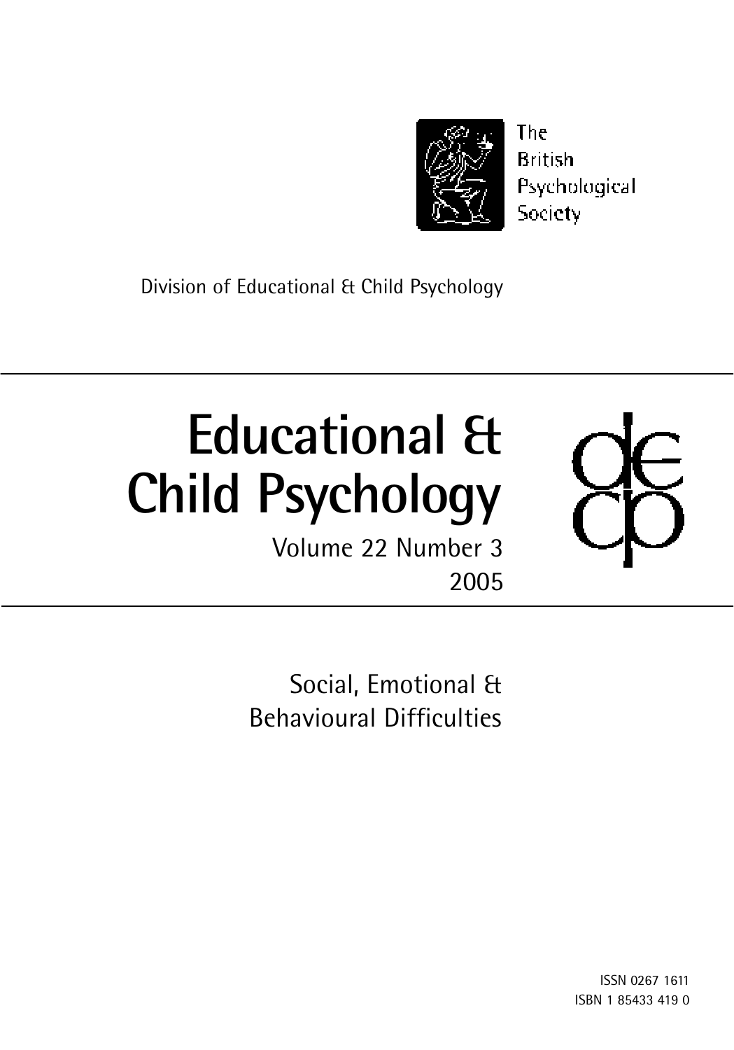The British Psychological Society

Division of Educational & Child Psychology

# Educational & Child Psychology

Volume 22 Number 3

2005

## Social, Emotional & Behavioural Difficulties

ISSN 0267 1611

ISBN 1 85433 419 0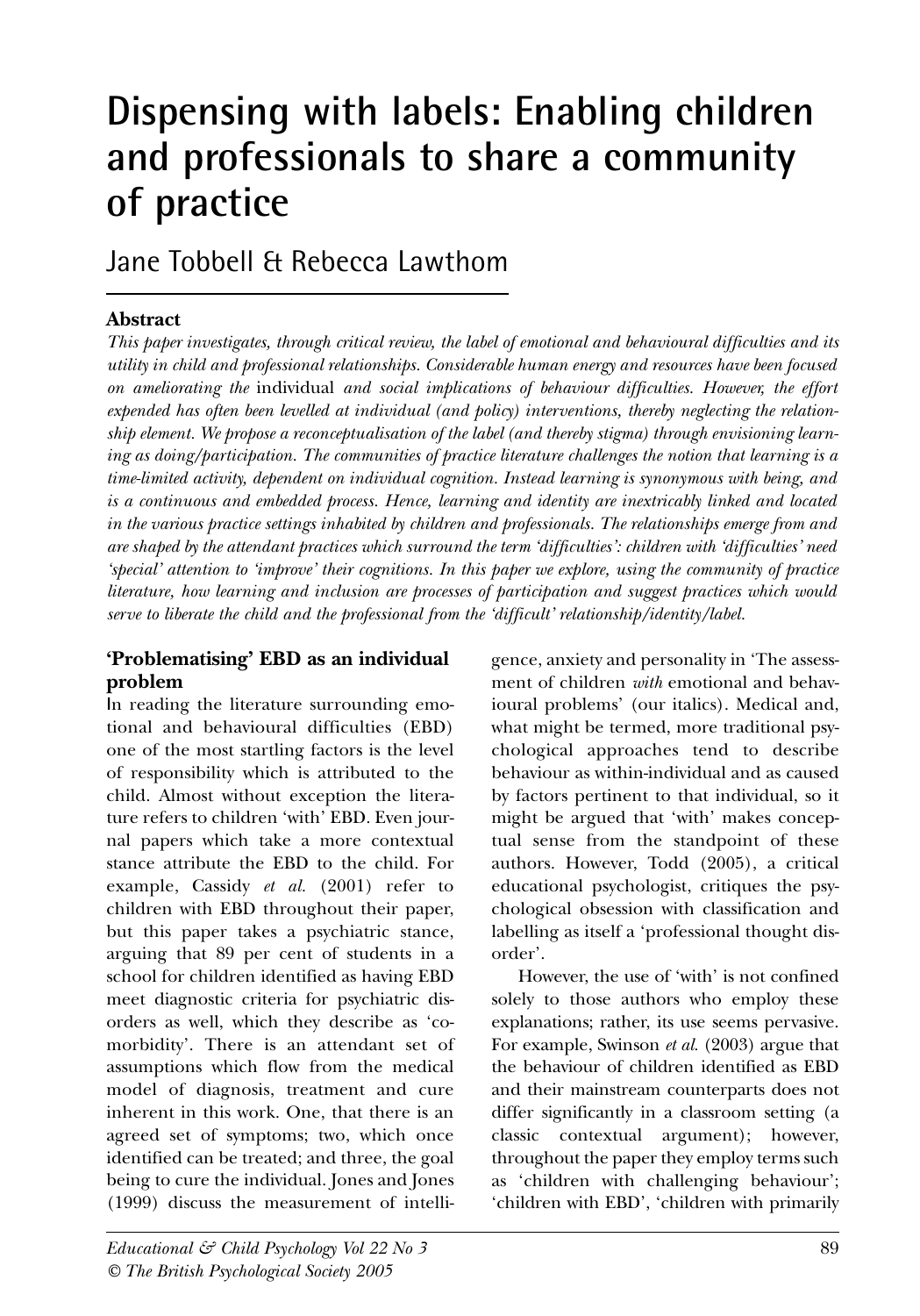# Dispensing with labels: Enabling children and professionals to share a community of practice

Jane Tobbell & Rebecca Lawthom

## Abstract

*This paper investigates, through critical review, the label of emotional and behavioural difficulties and its utility in child and professional relationships. Considerable human energy and resources have been focused on ameliorating the* individual *and social implications of behaviour difficulties. However, the effort expended has often been levelled at individual (and policy) interventions, thereby neglecting the relationship element. We propose a reconceptualisation of the label (and thereby stigma) through envisioning learning as doing/participation. The communities of practice literature challenges the notion that learning is a time-limited activity, dependent on individual cognition. Instead learning is synonymous with being, and is a continuous and embedded process. Hence, learning and identity are inextricably linked and located in the various practice settings inhabited by children and professionals. The relationships emerge from and are shaped by the attendant practices which surround the term 'difficulties': children with 'difficulties' need 'special' attention to 'improve' their cognitions. In this paper we explore, using the community of practice literature, how learning and inclusion are processes of participation and suggest practices which would serve to liberate the child and the professional from the 'difficult' relationship/identity/label.*

## 'Problematising' EBD as an individual problem

In reading the literature surrounding emotional and behavioural difficulties (EBD) one of the most startling factors is the level of responsibility which is attributed to the child. Almost without exception the literature refers to children 'with' EBD. Even journal papers which take a more contextual stance attribute the EBD to the child. For example, Cassidy *et al.* (2001) refer to children with EBD throughout their paper, but this paper takes a psychiatric stance, arguing that 89 per cent of students in a school for children identified as having EBD meet diagnostic criteria for psychiatric disorders as well, which they describe as 'co-morbidity'. There is an attendant set of assumptions which flow from the medical model of diagnosis, treatment and cure inherent in this work. One, that there is an agreed set of symptoms; two, which once identified can be treated; and three, the goal being to cure the individual. Jones and Jones (1999) discuss the measurement of intelligence, anxiety and personality in 'The assessment of children *with* emotional and behavioural problems' (our italics). Medical and, what might be termed, more traditional psychological approaches tend to describe behaviour as within-individual and as caused by factors pertinent to that individual, so it might be argued that 'with' makes conceptual sense from the standpoint of these authors. However, Todd (2005), a critical educational psychologist, critiques the psychological obsession with classification and labelling as itself a 'professional thought disorder'.

However, the use of 'with' is not confined solely to those authors who employ these explanations; rather, its use seems pervasive. For example, Swinson *et al.* (2003) argue that the behaviour of children identified as EBD and their mainstream counterparts does not differ significantly in a classroom setting (a classic contextual argument); however, throughout the paper they employ terms such as 'children with challenging behaviour'; 'children with EBD', 'children with primarily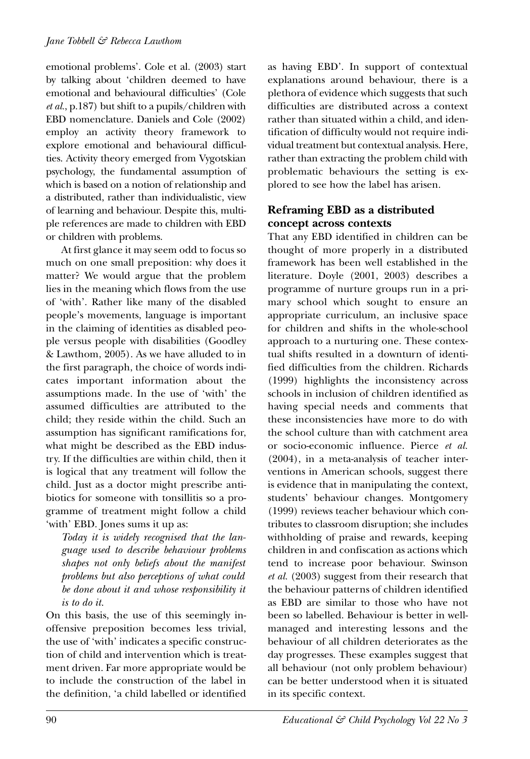emotional problems'. Cole et al. (2003) start by talking about 'children deemed to have emotional and behavioural difficulties' (Cole *et al.*, p.187) but shift to a pupils/children with EBD nomenclature. Daniels and Cole (2002) employ an activity theory framework to explore emotional and behavioural difficulties. Activity theory emerged from Vygotskian psychology, the fundamental assumption of which is based on a notion of relationship and a distributed, rather than individualistic, view of learning and behaviour. Despite this, multiple references are made to children with EBD or children with problems.

At first glance it may seem odd to focus so much on one small preposition: why does it matter? We would argue that the problem lies in the meaning which flows from the use of 'with'. Rather like many of the disabled people's movements, language is important in the claiming of identities as disabled people versus people with disabilities (Goodley & Lawthom, 2005). As we have alluded to in the first paragraph, the choice of words indicates important information about the assumptions made. In the use of 'with' the assumed difficulties are attributed to the child; they reside within the child. Such an assumption has significant ramifications for, what might be described as the EBD industry. If the difficulties are within child, then it is logical that any treatment will follow the child. Just as a doctor might prescribe antibiotics for someone with tonsillitis so a programme of treatment might follow a child 'with' EBD. Jones sums it up as:

> *Today it is widely recognised that the language used to describe behaviour problems shapes not only beliefs about the manifest problems but also perceptions of what could be done about it and whose responsibility it is to do it.*

On this basis, the use of this seemingly inoffensive preposition becomes less trivial, the use of 'with' indicates a specific construction of child and intervention which is treatment driven. Far more appropriate would be to include the construction of the label in the definition, 'a child labelled or identified as having EBD'. In support of contextual explanations around behaviour, there is a plethora of evidence which suggests that such difficulties are distributed across a context rather than situated within a child, and identification of difficulty would not require individual treatment but contextual analysis. Here, rather than extracting the problem child with problematic behaviours the setting is explored to see how the label has arisen.

## Reframing EBD as a distributed concept across contexts

That any EBD identified in children can be thought of more properly in a distributed framework has been well established in the literature. Doyle (2001, 2003) describes a programme of nurture groups run in a primary school which sought to ensure an appropriate curriculum, an inclusive space for children and shifts in the whole-school approach to a nurturing one. These contextual shifts resulted in a downturn of identified difficulties from the children. Richards (1999) highlights the inconsistency across schools in inclusion of children identified as having special needs and comments that these inconsistencies have more to do with the school culture than with catchment area or socio-economic influence. Pierce *et al.* (2004), in a meta-analysis of teacher interventions in American schools, suggest there is evidence that in manipulating the context, students' behaviour changes. Montgomery (1999) reviews teacher behaviour which contributes to classroom disruption; she includes withholding of praise and rewards, keeping children in and confiscation as actions which tend to increase poor behaviour. Swinson *et al.* (2003) suggest from their research that the behaviour patterns of children identified as EBD are similar to those who have not been so labelled. Behaviour is better in well-managed and interesting lessons and the behaviour of all children deteriorates as the day progresses. These examples suggest that all behaviour (not only problem behaviour) can be better understood when it is situated in its specific context.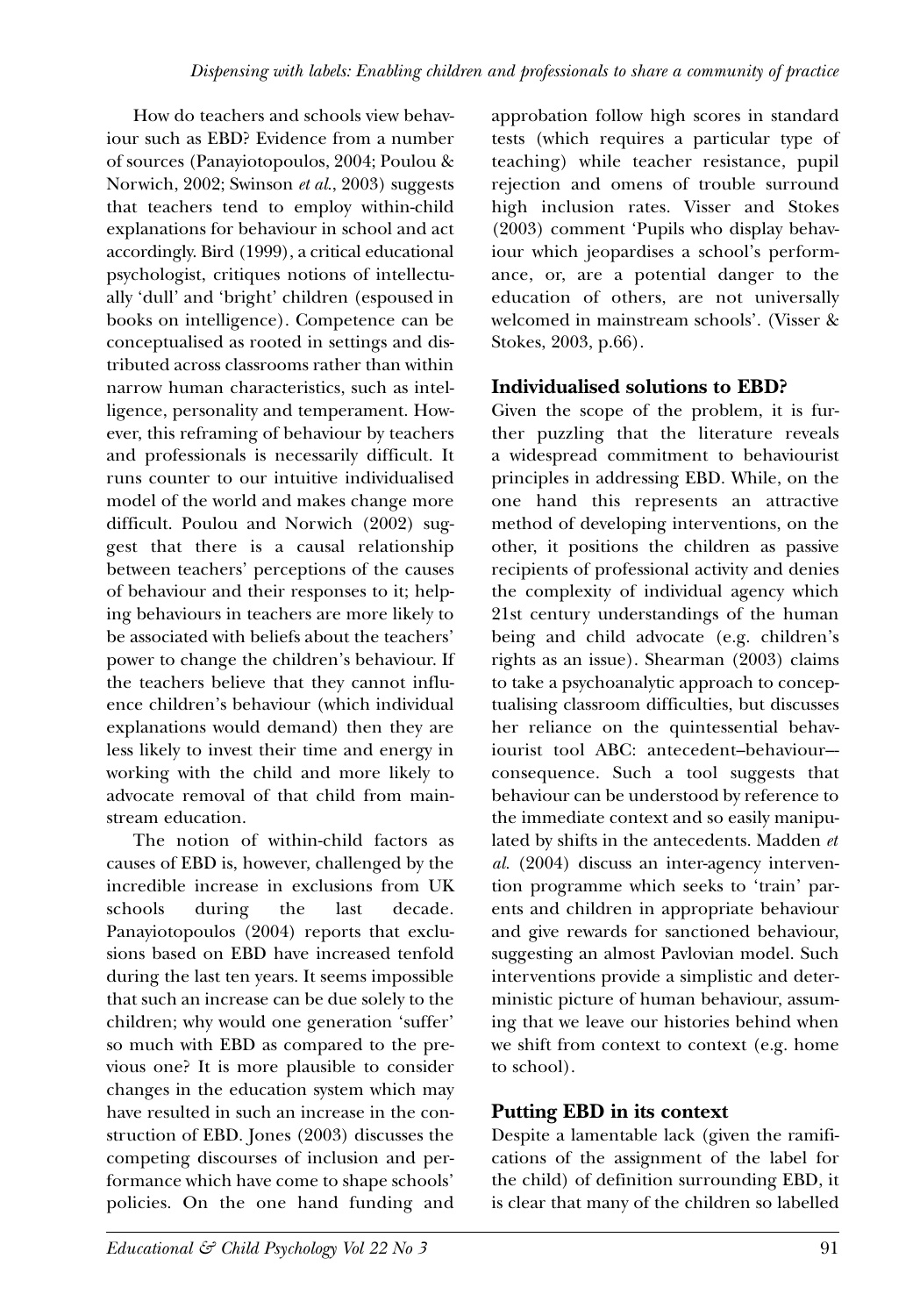How do teachers and schools view behaviour such as EBD? Evidence from a number of sources (Panayiotopoulos, 2004; Poulou & Norwich, 2002; Swinson *et al.*, 2003) suggests that teachers tend to employ within-child explanations for behaviour in school and act accordingly. Bird (1999), a critical educational psychologist, critiques notions of intellectually 'dull' and 'bright' children (espoused in books on intelligence). Competence can be conceptualised as rooted in settings and distributed across classrooms rather than within narrow human characteristics, such as intelligence, personality and temperament. However, this reframing of behaviour by teachers and professionals is necessarily difficult. It runs counter to our intuitive individualised model of the world and makes change more difficult. Poulou and Norwich (2002) suggest that there is a causal relationship between teachers' perceptions of the causes of behaviour and their responses to it; helping behaviours in teachers are more likely to be associated with beliefs about the teachers' power to change the children's behaviour. If the teachers believe that they cannot influence children's behaviour (which individual explanations would demand) then they are less likely to invest their time and energy in working with the child and more likely to advocate removal of that child from mainstream education.

The notion of within-child factors as causes of EBD is, however, challenged by the incredible increase in exclusions from UK schools during the last decade. Panayiotopoulos (2004) reports that exclusions based on EBD have increased tenfold during the last ten years. It seems impossible that such an increase can be due solely to the children; why would one generation 'suffer' so much with EBD as compared to the previous one? It is more plausible to consider changes in the education system which may have resulted in such an increase in the construction of EBD. Jones (2003) discusses the competing discourses of inclusion and performance which have come to shape schools' policies. On the one hand funding and approbation follow high scores in standard tests (which requires a particular type of teaching) while teacher resistance, pupil rejection and omens of trouble surround high inclusion rates. Visser and Stokes (2003) comment 'Pupils who display behaviour which jeopardises a school's performance, or, are a potential danger to the education of others, are not universally welcomed in mainstream schools'. (Visser & Stokes, 2003, p.66).

## Individualised solutions to EBD?

Given the scope of the problem, it is further puzzling that the literature reveals a widespread commitment to behaviourist principles in addressing EBD. While, on the one hand this represents an attractive method of developing interventions, on the other, it positions the children as passive recipients of professional activity and denies the complexity of individual agency which 21st century understandings of the human being and child advocate (e.g. children's rights as an issue). Shearman (2003) claims to take a psychoanalytic approach to conceptualising classroom difficulties, but discusses her reliance on the quintessential behaviourist tool ABC: antecedent–behaviour–consequence. Such a tool suggests that behaviour can be understood by reference to the immediate context and so easily manipulated by shifts in the antecedents. Madden *et al.* (2004) discuss an inter-agency intervention programme which seeks to 'train' parents and children in appropriate behaviour and give rewards for sanctioned behaviour, suggesting an almost Pavlovian model. Such interventions provide a simplistic and deterministic picture of human behaviour, assuming that we leave our histories behind when we shift from context to context (e.g. home to school).

## Putting EBD in its context

Despite a lamentable lack (given the ramifications of the assignment of the label for the child) of definition surrounding EBD, it is clear that many of the children so labelled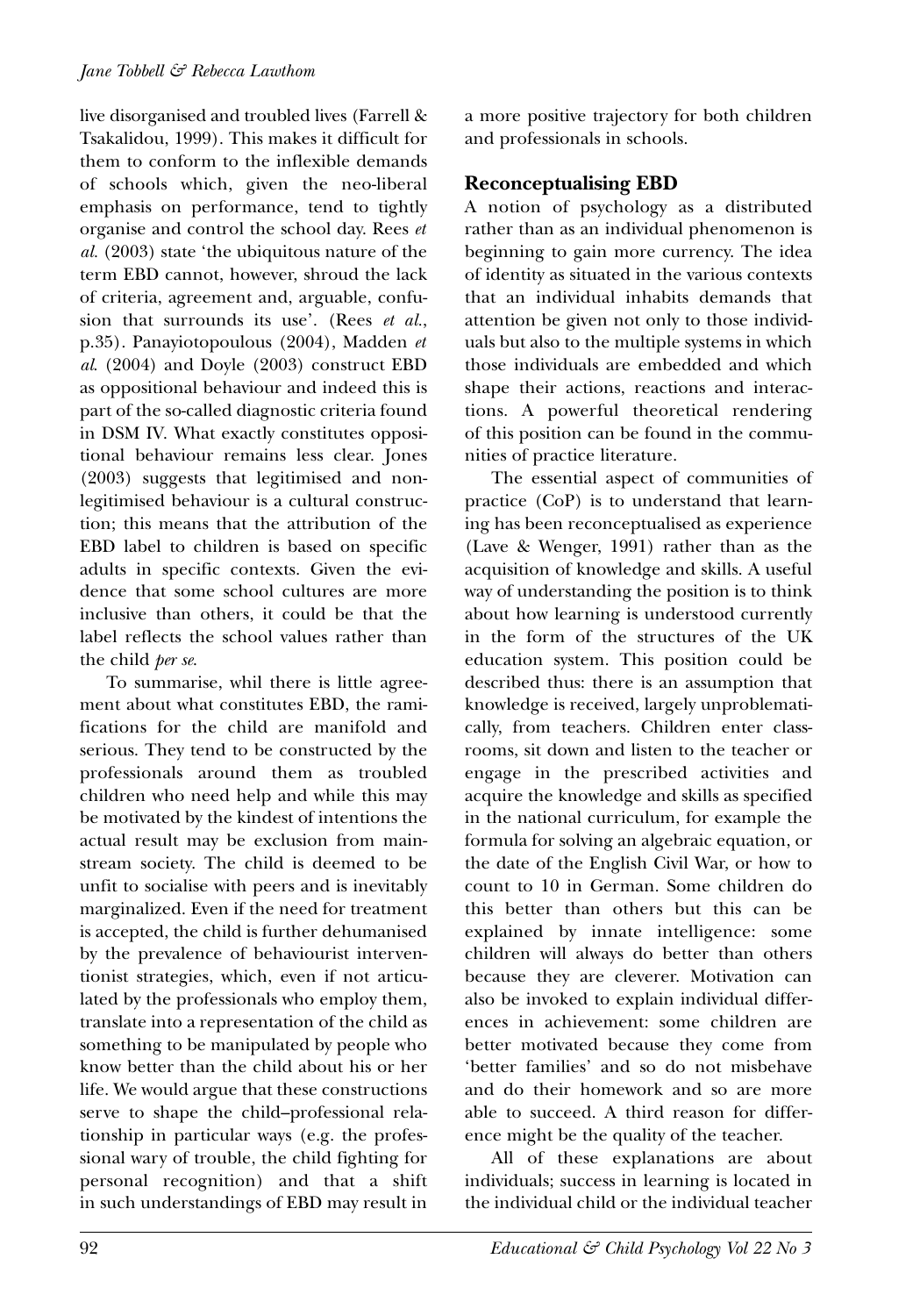live disorganised and troubled lives (Farrell & Tsakalidou, 1999). This makes it difficult for them to conform to the inflexible demands of schools which, given the neo-liberal emphasis on performance, tend to tightly organise and control the school day. Rees *et al.* (2003) state 'the ubiquitous nature of the term EBD cannot, however, shroud the lack of criteria, agreement and, arguable, confusion that surrounds its use'. (Rees *et al.*, p.35). Panayiotopoulous (2004), Madden *et al.* (2004) and Doyle (2003) construct EBD as oppositional behaviour and indeed this is part of the so-called diagnostic criteria found in DSM IV. What exactly constitutes oppositional behaviour remains less clear. Jones (2003) suggests that legitimised and non-legitimised behaviour is a cultural construction; this means that the attribution of the EBD label to children is based on specific adults in specific contexts. Given the evidence that some school cultures are more inclusive than others, it could be that the label reflects the school values rather than the child *per se*.

To summarise, whil there is little agreement about what constitutes EBD, the ramifications for the child are manifold and serious. They tend to be constructed by the professionals around them as troubled children who need help and while this may be motivated by the kindest of intentions the actual result may be exclusion from mainstream society. The child is deemed to be unfit to socialise with peers and is inevitably marginalized. Even if the need for treatment is accepted, the child is further dehumanised by the prevalence of behaviourist interventionist strategies, which, even if not articulated by the professionals who employ them, translate into a representation of the child as something to be manipulated by people who know better than the child about his or her life. We would argue that these constructions serve to shape the child–professional relationship in particular ways (e.g. the professional wary of trouble, the child fighting for personal recognition) and that a shift in such understandings of EBD may result in a more positive trajectory for both children and professionals in schools.

## Reconceptualising EBD

A notion of psychology as a distributed rather than as an individual phenomenon is beginning to gain more currency. The idea of identity as situated in the various contexts that an individual inhabits demands that attention be given not only to those individuals but also to the multiple systems in which those individuals are embedded and which shape their actions, reactions and interactions. A powerful theoretical rendering of this position can be found in the communities of practice literature.

The essential aspect of communities of practice (CoP) is to understand that learning has been reconceptualised as experience (Lave & Wenger, 1991) rather than as the acquisition of knowledge and skills. A useful way of understanding the position is to think about how learning is understood currently in the form of the structures of the UK education system. This position could be described thus: there is an assumption that knowledge is received, largely unproblematically, from teachers. Children enter classrooms, sit down and listen to the teacher or engage in the prescribed activities and acquire the knowledge and skills as specified in the national curriculum, for example the formula for solving an algebraic equation, or the date of the English Civil War, or how to count to 10 in German. Some children do this better than others but this can be explained by innate intelligence: some children will always do better than others because they are cleverer. Motivation can also be invoked to explain individual differences in achievement: some children are better motivated because they come from 'better families' and so do not misbehave and do their homework and so are more able to succeed. A third reason for difference might be the quality of the teacher.

All of these explanations are about individuals; success in learning is located in the individual child or the individual teacher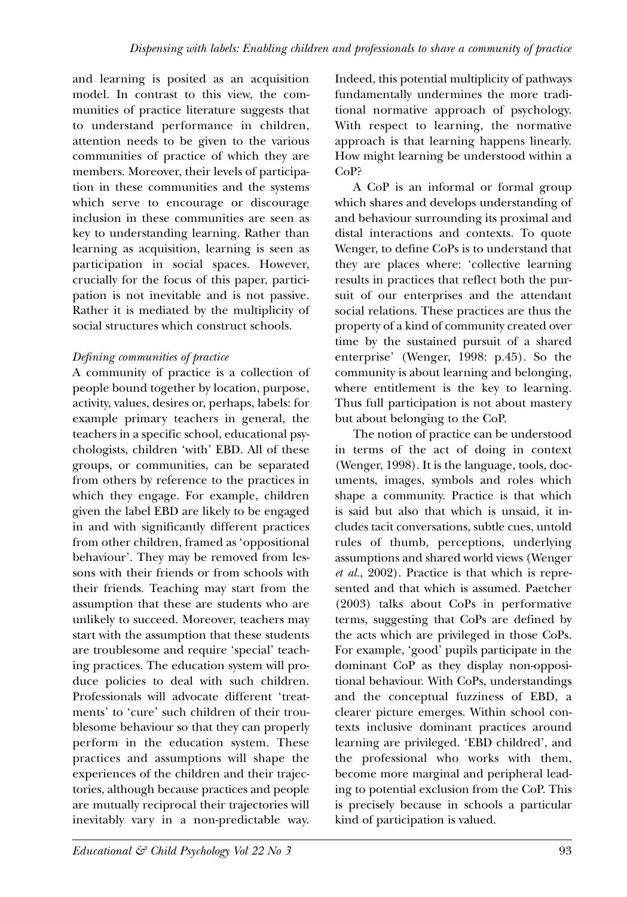and learning is posited as an acquisition model. In contrast to this view, the communities of practice literature suggests that to understand performance in children, attention needs to be given to the various communities of practice of which they are members. Moreover, their levels of participation in these communities and the systems which serve to encourage or discourage inclusion in these communities are seen as key to understanding learning. Rather than learning as acquisition, learning is seen as participation in social spaces. However, crucially for the focus of this paper, participation is not inevitable and is not passive. Rather it is mediated by the multiplicity of social structures which construct schools.

### *Defining communities of practice*

A community of practice is a collection of people bound together by location, purpose, activity, values, desires or, perhaps, labels: for example primary teachers in general, the teachers in a specific school, educational psychologists, children 'with' EBD. All of these groups, or communities, can be separated from others by reference to the practices in which they engage. For example, children given the label EBD are likely to be engaged in and with significantly different practices from other children, framed as 'oppositional behaviour'. They may be removed from lessons with their friends or from schools with their friends. Teaching may start from the assumption that these are students who are unlikely to succeed. Moreover, teachers may start with the assumption that these students are troublesome and require 'special' teaching practices. The education system will produce policies to deal with such children. Professionals will advocate different 'treatments' to 'cure' such children of their troublesome behaviour so that they can properly perform in the education system. These practices and assumptions will shape the experiences of the children and their trajectories, although because practices and people are mutually reciprocal their trajectories will inevitably vary in a non-predictable way. Indeed, this potential multiplicity of pathways fundamentally undermines the more traditional normative approach of psychology. With respect to learning, the normative approach is that learning happens linearly. How might learning be understood within a CoP?

A CoP is an informal or formal group which shares and develops understanding of and behaviour surrounding its proximal and distal interactions and contexts. To quote Wenger, to define CoPs is to understand that they are places where: 'collective learning results in practices that reflect both the pursuit of our enterprises and the attendant social relations. These practices are thus the property of a kind of community created over time by the sustained pursuit of a shared enterprise' (Wenger, 1998: p.45). So the community is about learning and belonging, where entitlement is the key to learning. Thus full participation is not about mastery but about belonging to the CoP.

The notion of practice can be understood in terms of the act of doing in context (Wenger, 1998). It is the language, tools, documents, images, symbols and roles which shape a community. Practice is that which is said but also that which is unsaid, it includes tacit conversations, subtle cues, untold rules of thumb, perceptions, underlying assumptions and shared world views (Wenger *et al.*, 2002). Practice is that which is represented and that which is assumed. Paetcher (2003) talks about CoPs in performative terms, suggesting that CoPs are defined by the acts which are privileged in those CoPs. For example, 'good' pupils participate in the dominant CoP as they display non-oppositional behaviour. With CoPs, understandings and the conceptual fuzziness of EBD, a clearer picture emerges. Within school contexts inclusive dominant practices around learning are privileged. 'EBD childred', and the professional who works with them, become more marginal and peripheral leading to potential exclusion from the CoP. This is precisely because in schools a particular kind of participation is valued.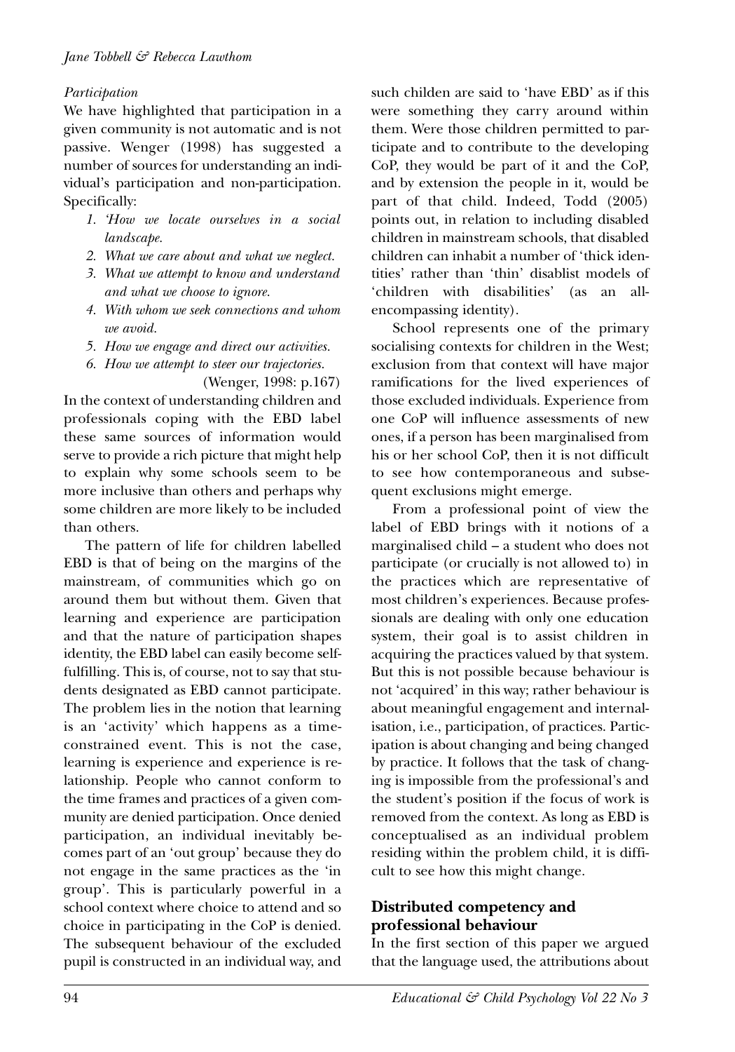*Participation*

We have highlighted that participation in a given community is not automatic and is not passive. Wenger (1998) has suggested a number of sources for understanding an individual's participation and non-participation. Specifically:

1. *'How we locate ourselves in a social landscape.*
2. *What we care about and what we neglect.*
3. *What we attempt to know and understand and what we choose to ignore.*
4. *With whom we seek connections and whom we avoid.*
5. *How we engage and direct our activities.*
6. *How we attempt to steer our trajectories.*

(Wenger, 1998: p.167)

In the context of understanding children and professionals coping with the EBD label these same sources of information would serve to provide a rich picture that might help to explain why some schools seem to be more inclusive than others and perhaps why some children are more likely to be included than others.

The pattern of life for children labelled EBD is that of being on the margins of the mainstream, of communities which go on around them but without them. Given that learning and experience are participation and that the nature of participation shapes identity, the EBD label can easily become self-fulfilling. This is, of course, not to say that students designated as EBD cannot participate. The problem lies in the notion that learning is an 'activity' which happens as a time-constrained event. This is not the case, learning is experience and experience is relationship. People who cannot conform to the time frames and practices of a given community are denied participation. Once denied participation, an individual inevitably becomes part of an 'out group' because they do not engage in the same practices as the 'in group'. This is particularly powerful in a school context where choice to attend and so choice in participating in the CoP is denied. The subsequent behaviour of the excluded pupil is constructed in an individual way, and such childen are said to 'have EBD' as if this were something they carry around within them. Were those children permitted to participate and to contribute to the developing CoP, they would be part of it and the CoP, and by extension the people in it, would be part of that child. Indeed, Todd (2005) points out, in relation to including disabled children in mainstream schools, that disabled children can inhabit a number of 'thick identities' rather than 'thin' disablist models of 'children with disabilities' (as an all-encompassing identity).

School represents one of the primary socialising contexts for children in the West; exclusion from that context will have major ramifications for the lived experiences of those excluded individuals. Experience from one CoP will influence assessments of new ones, if a person has been marginalised from his or her school CoP, then it is not difficult to see how contemporaneous and subsequent exclusions might emerge.

From a professional point of view the label of EBD brings with it notions of a marginalised child – a student who does not participate (or crucially is not allowed to) in the practices which are representative of most children's experiences. Because professionals are dealing with only one education system, their goal is to assist children in acquiring the practices valued by that system. But this is not possible because behaviour is not 'acquired' in this way; rather behaviour is about meaningful engagement and internalisation, i.e., participation, of practices. Participation is about changing and being changed by practice. It follows that the task of changing is impossible from the professional's and the student's position if the focus of work is removed from the context. As long as EBD is conceptualised as an individual problem residing within the problem child, it is difficult to see how this might change.

## Distributed competency and professional behaviour

In the first section of this paper we argued that the language used, the attributions about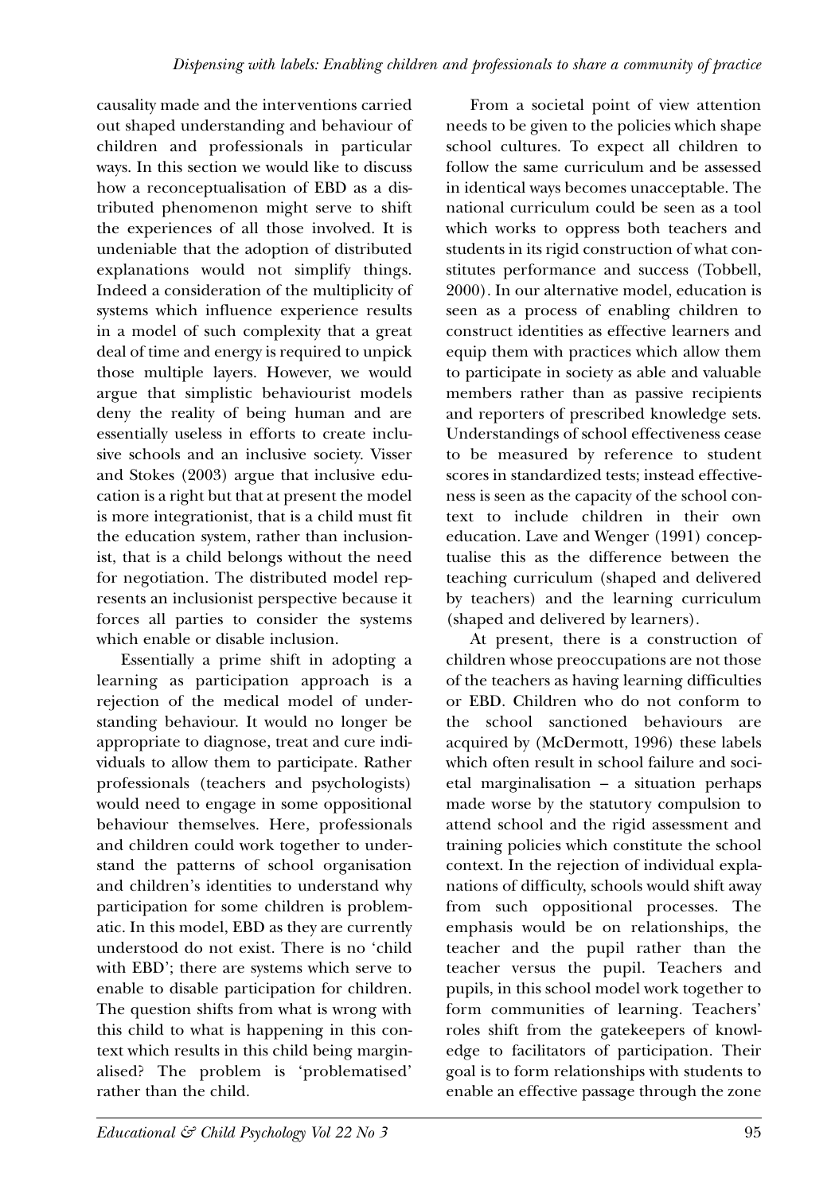causality made and the interventions carried out shaped understanding and behaviour of children and professionals in particular ways. In this section we would like to discuss how a reconceptualisation of EBD as a distributed phenomenon might serve to shift the experiences of all those involved. It is undeniable that the adoption of distributed explanations would not simplify things. Indeed a consideration of the multiplicity of systems which influence experience results in a model of such complexity that a great deal of time and energy is required to unpick those multiple layers. However, we would argue that simplistic behaviourist models deny the reality of being human and are essentially useless in efforts to create inclusive schools and an inclusive society. Visser and Stokes (2003) argue that inclusive education is a right but that at present the model is more integrationist, that is a child must fit the education system, rather than inclusionist, that is a child belongs without the need for negotiation. The distributed model represents an inclusionist perspective because it forces all parties to consider the systems which enable or disable inclusion.

Essentially a prime shift in adopting a learning as participation approach is a rejection of the medical model of understanding behaviour. It would no longer be appropriate to diagnose, treat and cure individuals to allow them to participate. Rather professionals (teachers and psychologists) would need to engage in some oppositional behaviour themselves. Here, professionals and children could work together to understand the patterns of school organisation and children's identities to understand why participation for some children is problematic. In this model, EBD as they are currently understood do not exist. There is no 'child with EBD'; there are systems which serve to enable to disable participation for children. The question shifts from what is wrong with this child to what is happening in this context which results in this child being marginalised? The problem is 'problematised' rather than the child.

From a societal point of view attention needs to be given to the policies which shape school cultures. To expect all children to follow the same curriculum and be assessed in identical ways becomes unacceptable. The national curriculum could be seen as a tool which works to oppress both teachers and students in its rigid construction of what constitutes performance and success (Tobbell, 2000). In our alternative model, education is seen as a process of enabling children to construct identities as effective learners and equip them with practices which allow them to participate in society as able and valuable members rather than as passive recipients and reporters of prescribed knowledge sets. Understandings of school effectiveness cease to be measured by reference to student scores in standardized tests; instead effectiveness is seen as the capacity of the school context to include children in their own education. Lave and Wenger (1991) conceptualise this as the difference between the teaching curriculum (shaped and delivered by teachers) and the learning curriculum (shaped and delivered by learners).

At present, there is a construction of children whose preoccupations are not those of the teachers as having learning difficulties or EBD. Children who do not conform to the school sanctioned behaviours are acquired by (McDermott, 1996) these labels which often result in school failure and societal marginalisation – a situation perhaps made worse by the statutory compulsion to attend school and the rigid assessment and training policies which constitute the school context. In the rejection of individual explanations of difficulty, schools would shift away from such oppositional processes. The emphasis would be on relationships, the teacher and the pupil rather than the teacher versus the pupil. Teachers and pupils, in this school model work together to form communities of learning. Teachers' roles shift from the gatekeepers of knowledge to facilitators of participation. Their goal is to form relationships with students to enable an effective passage through the zone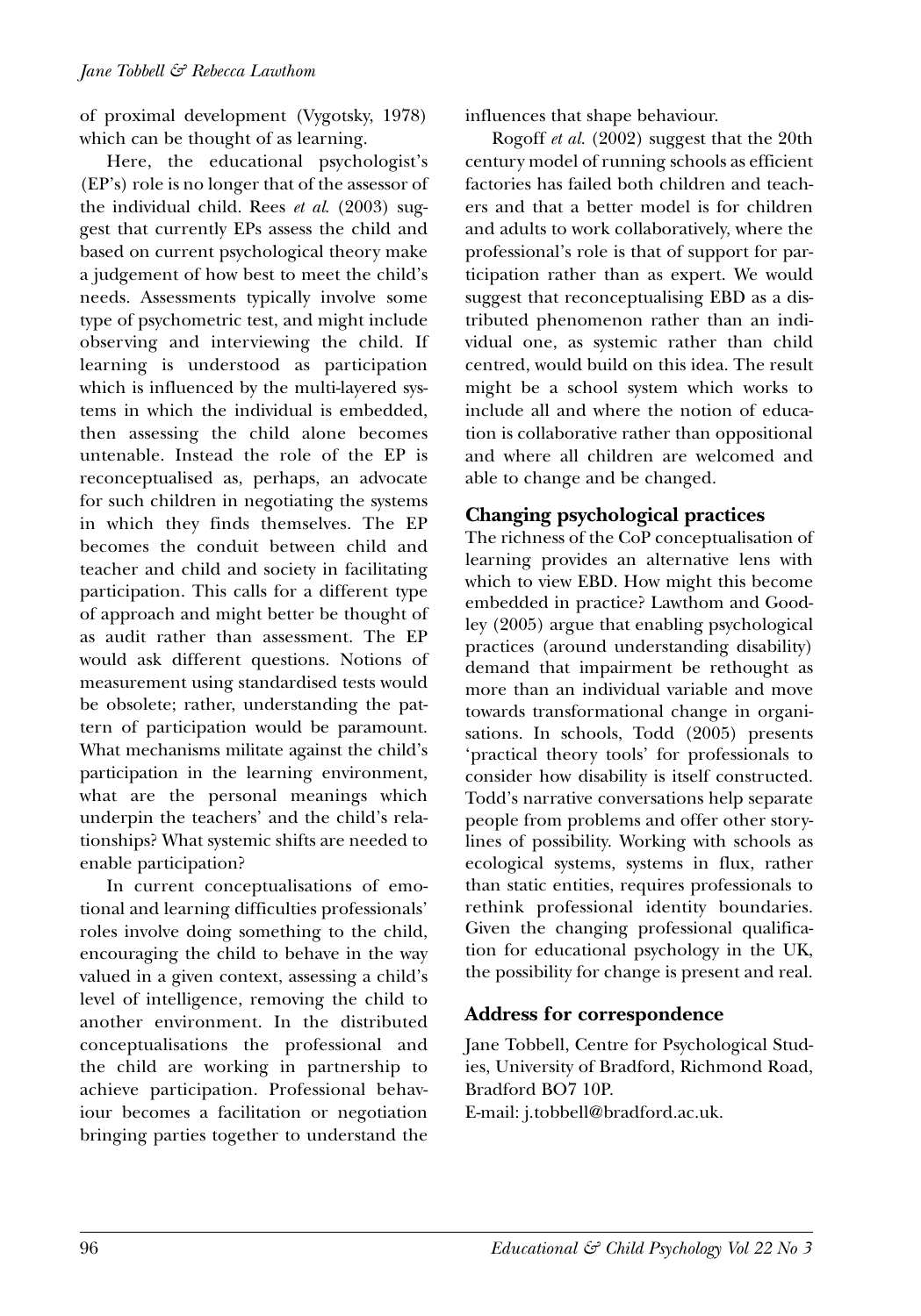of proximal development (Vygotsky, 1978) which can be thought of as learning.

Here, the educational psychologist's (EP's) role is no longer that of the assessor of the individual child. Rees *et al.* (2003) suggest that currently EPs assess the child and based on current psychological theory make a judgement of how best to meet the child's needs. Assessments typically involve some type of psychometric test, and might include observing and interviewing the child. If learning is understood as participation which is influenced by the multi-layered systems in which the individual is embedded, then assessing the child alone becomes untenable. Instead the role of the EP is reconceptualised as, perhaps, an advocate for such children in negotiating the systems in which they finds themselves. The EP becomes the conduit between child and teacher and child and society in facilitating participation. This calls for a different type of approach and might better be thought of as audit rather than assessment. The EP would ask different questions. Notions of measurement using standardised tests would be obsolete; rather, understanding the pattern of participation would be paramount. What mechanisms militate against the child's participation in the learning environment, what are the personal meanings which underpin the teachers' and the child's relationships? What systemic shifts are needed to enable participation?

In current conceptualisations of emotional and learning difficulties professionals' roles involve doing something to the child, encouraging the child to behave in the way valued in a given context, assessing a child's level of intelligence, removing the child to another environment. In the distributed conceptualisations the professional and the child are working in partnership to achieve participation. Professional behaviour becomes a facilitation or negotiation bringing parties together to understand the influences that shape behaviour.

Rogoff *et al.* (2002) suggest that the 20th century model of running schools as efficient factories has failed both children and teachers and that a better model is for children and adults to work collaboratively, where the professional's role is that of support for participation rather than as expert. We would suggest that reconceptualising EBD as a distributed phenomenon rather than an individual one, as systemic rather than child centred, would build on this idea. The result might be a school system which works to include all and where the notion of education is collaborative rather than oppositional and where all children are welcomed and able to change and be changed.

## Changing psychological practices

The richness of the CoP conceptualisation of learning provides an alternative lens with which to view EBD. How might this become embedded in practice? Lawthom and Goodley (2005) argue that enabling psychological practices (around understanding disability) demand that impairment be rethought as more than an individual variable and move towards transformational change in organisations. In schools, Todd (2005) presents 'practical theory tools' for professionals to consider how disability is itself constructed. Todd's narrative conversations help separate people from problems and offer other storylines of possibility. Working with schools as ecological systems, systems in flux, rather than static entities, requires professionals to rethink professional identity boundaries. Given the changing professional qualification for educational psychology in the UK, the possibility for change is present and real.

## Address for correspondence

Jane Tobbell, Centre for Psychological Studies, University of Bradford, Richmond Road, Bradford BO7 10P.
E-mail: j.tobbell@bradford.ac.uk.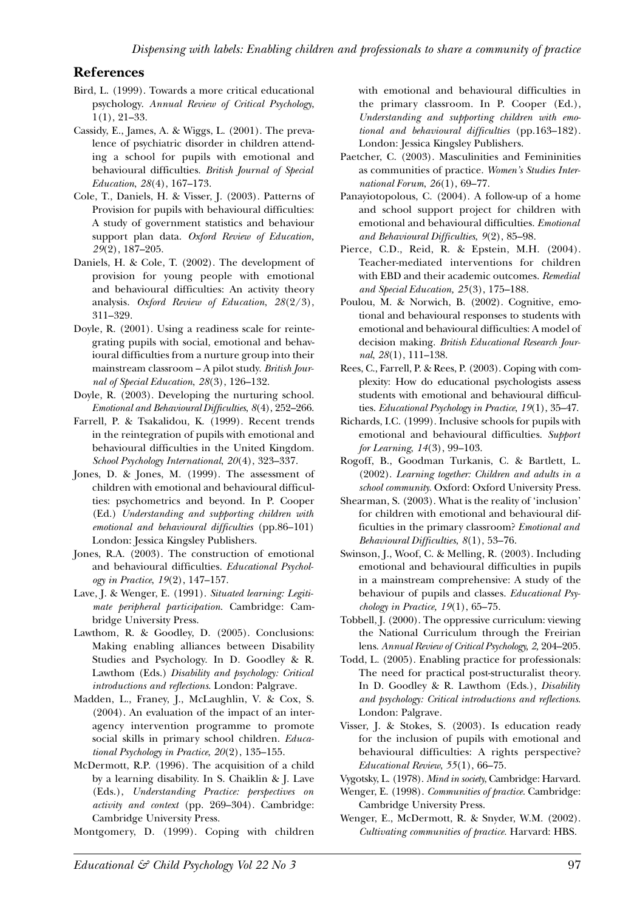## References

Bird, L. (1999). Towards a more critical educational psychology. *Annual Review of Critical Psychology*, 1(1), 21–33.

Cassidy, E., James, A. & Wiggs, L. (2001). The prevalence of psychiatric disorder in children attending a school for pupils with emotional and behavioural difficulties. *British Journal of Special Education*, *28*(4), 167–173.

Cole, T., Daniels, H. & Visser, J. (2003). Patterns of Provision for pupils with behavioural difficulties: A study of government statistics and behaviour support plan data. *Oxford Review of Education, 29*(2), 187–205.

Daniels, H. & Cole, T. (2002). The development of provision for young people with emotional and behavioural difficulties: An activity theory analysis. *Oxford Review of Education*, *28*(2/3), 311–329.

Doyle, R. (2001). Using a readiness scale for reintegrating pupils with social, emotional and behavioural difficulties from a nurture group into their mainstream classroom – A pilot study. *British Journal of Special Education*, *28*(3), 126–132.

Doyle, R. (2003). Developing the nurturing school. *Emotional and Behavioural Difficulties*, *8*(4), 252–266.

Farrell, P. & Tsakalidou, K. (1999). Recent trends in the reintegration of pupils with emotional and behavioural difficulties in the United Kingdom. *School Psychology International*, *20*(4), 323–337.

Jones, D. & Jones, M. (1999). The assessment of children with emotional and behavioural difficulties: psychometrics and beyond. In P. Cooper (Ed.) *Understanding and supporting children with emotional and behavioural difficulties* (pp.86–101) London: Jessica Kingsley Publishers.

Jones, R.A. (2003). The construction of emotional and behavioural difficulties. *Educational Psychology in Practice*, *19*(2), 147–157.

Lave, J. & Wenger, E. (1991). *Situated learning: Legitimate peripheral participation*. Cambridge: Cambridge University Press.

Lawthom, R. & Goodley, D. (2005). Conclusions: Making enabling alliances between Disability Studies and Psychology. In D. Goodley & R. Lawthom (Eds.) *Disability and psychology: Critical introductions and reflections*. London: Palgrave.

Madden, L., Franey, J., McLaughlin, V. & Cox, S. (2004). An evaluation of the impact of an interagency intervention programme to promote social skills in primary school children. *Educational Psychology in Practice*, *20*(2), 135–155.

McDermott, R.P. (1996). The acquisition of a child by a learning disability. In S. Chaiklin & J. Lave (Eds.), *Understanding Practice: perspectives on activity and context* (pp. 269–304). Cambridge: Cambridge University Press.

Montgomery, D. (1999). Coping with children with emotional and behavioural difficulties in the primary classroom. In P. Cooper (Ed.), *Understanding and supporting children with emotional and behavioural difficulties* (pp.163–182). London: Jessica Kingsley Publishers.

Paetcher, C. (2003). Masculinities and Femininities as communities of practice. *Women's Studies International Forum*, *26*(1), 69–77.

Panayiotopolous, C. (2004). A follow-up of a home and school support project for children with emotional and behavioural difficulties. *Emotional and Behavioural Difficulties*, *9*(2), 85–98.

Pierce, C.D., Reid, R. & Epstein, M.H. (2004). Teacher-mediated interventions for children with EBD and their academic outcomes. *Remedial and Special Education, 25*(3), 175–188.

Poulou, M. & Norwich, B. (2002). Cognitive, emotional and behavioural responses to students with emotional and behavioural difficulties: A model of decision making. *British Educational Research Journal*, *28*(1), 111–138.

Rees, C., Farrell, P. & Rees, P. (2003). Coping with complexity: How do educational psychologists assess students with emotional and behavioural difficulties. *Educational Psychology in Practice*, *19*(1), 35–47.

Richards, I.C. (1999). Inclusive schools for pupils with emotional and behavioural difficulties. *Support for Learning*, *14*(3), 99–103.

Rogoff, B., Goodman Turkanis, C. & Bartlett, L. (2002). *Learning together: Children and adults in a school community.* Oxford: Oxford University Press.

Shearman, S. (2003). What is the reality of 'inclusion' for children with emotional and behavioural difficulties in the primary classroom? *Emotional and Behavioural Difficulties*, *8*(1), 53–76.

Swinson, J., Woof, C. & Melling, R. (2003). Including emotional and behavioural difficulties in pupils in a mainstream comprehensive: A study of the behaviour of pupils and classes. *Educational Psychology in Practice*, *19*(1), 65–75.

Tobbell, J. (2000). The oppressive curriculum: viewing the National Curriculum through the Freirian lens. *Annual Review of Critical Psychology, 2*, 204–205.

Todd, L. (2005). Enabling practice for professionals: The need for practical post-structuralist theory. In D. Goodley & R. Lawthom (Eds.), *Disability and psychology: Critical introductions and reflections*. London: Palgrave.

Visser, J. & Stokes, S. (2003). Is education ready for the inclusion of pupils with emotional and behavioural difficulties: A rights perspective? *Educational Review*, *55*(1), 66–75.

Vygotsky, L. (1978). *Mind in society*, Cambridge: Harvard.

Wenger, E. (1998). *Communities of practice*. Cambridge: Cambridge University Press.

Wenger, E., McDermott, R. & Snyder, W.M. (2002). *Cultivating communities of practice*. Harvard: HBS.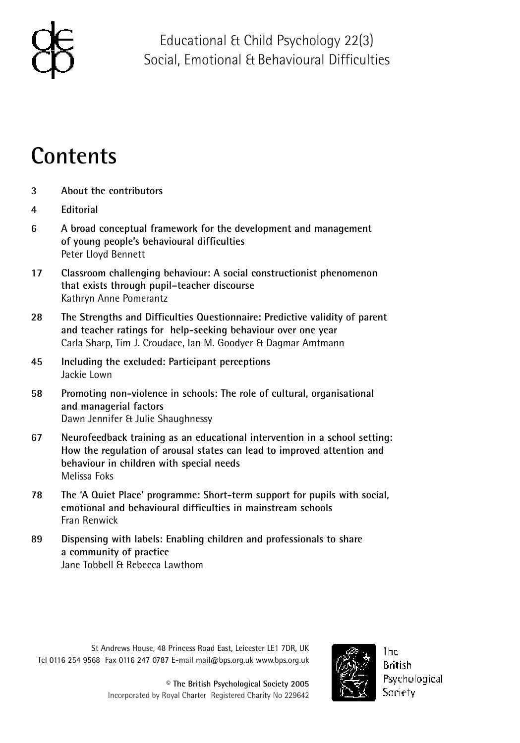Educational & Child Psychology 22(3)
Social, Emotional & Behavioural Difficulties

# Contents

3 **About the contributors**

4 **Editorial**

6 **A broad conceptual framework for the development and management of young people's behavioural difficulties**
Peter Lloyd Bennett

17 **Classroom challenging behaviour: A social constructionist phenomenon that exists through pupil–teacher discourse**
Kathryn Anne Pomerantz

28 **The Strengths and Difficulties Questionnaire: Predictive validity of parent and teacher ratings for help-seeking behaviour over one year**
Carla Sharp, Tim J. Croudace, Ian M. Goodyer & Dagmar Amtmann

45 **Including the excluded: Participant perceptions**
Jackie Lown

58 **Promoting non-violence in schools: The role of cultural, organisational and managerial factors**
Dawn Jennifer & Julie Shaughnessy

67 **Neurofeedback training as an educational intervention in a school setting: How the regulation of arousal states can lead to improved attention and behaviour in children with special needs**
Melissa Foks

78 **The 'A Quiet Place' programme: Short-term support for pupils with social, emotional and behavioural difficulties in mainstream schools**
Fran Renwick

89 **Dispensing with labels: Enabling children and professionals to share a community of practice**
Jane Tobbell & Rebecca Lawthom

St Andrews House, 48 Princess Road East, Leicester LE1 7DR, UK
Tel 0116 254 9568 Fax 0116 247 0787 E-mail mail@bps.org.uk www.bps.org.uk

**© The British Psychological Society 2005**
Incorporated by Royal Charter Registered Charity No 229642

The British Psychological Society